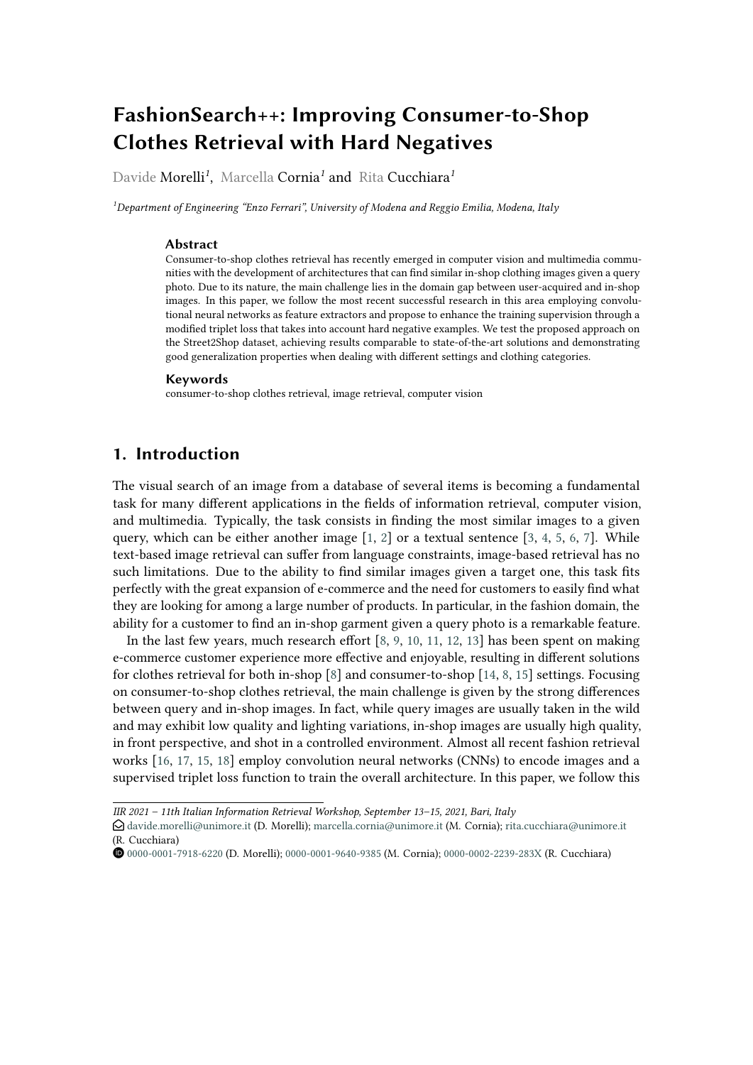# FashionSearch++: Improving Consumer-to-Shop Clothes Retrieval with Hard Negatives

Davide Morelli[1], Marcella Cornia[1] and Rita Cucchiara[1]

[1]Department of Engineering "Enzo Ferrari", University of Modena and Reggio Emilia, Modena, Italy

### Abstract

Consumer-to-shop clothes retrieval has recently emerged in computer vision and multimedia communities with the development of architectures that can find similar in-shop clothing images given a query photo. Due to its nature, the main challenge lies in the domain gap between user-acquired and in-shop images. In this paper, we follow the most recent successful research in this area employing convolutional neural networks as feature extractors and propose to enhance the training supervision through a modified triplet loss that takes into account hard negative examples. We test the proposed approach on the Street2Shop dataset, achieving results comparable to state-of-the-art solutions and demonstrating good generalization properties when dealing with different settings and clothing categories.

### Keywords

consumer-to-shop clothes retrieval, image retrieval, computer vision

## 1. Introduction

The visual search of an image from a database of several items is becoming a fundamental task for many different applications in the fields of information retrieval, computer vision, and multimedia. Typically, the task consists in finding the most similar images to a given query, which can be either another image [1, 2] or a textual sentence [3, 4, 5, 6, 7]. While text-based image retrieval can suffer from language constraints, image-based retrieval has no such limitations. Due to the ability to find similar images given a target one, this task fits perfectly with the great expansion of e-commerce and the need for customers to easily find what they are looking for among a large number of products. In particular, in the fashion domain, the ability for a customer to find an in-shop garment given a query photo is a remarkable feature.

In the last few years, much research effort [8, 9, 10, 11, 12, 13] has been spent on making e-commerce customer experience more effective and enjoyable, resulting in different solutions for clothes retrieval for both in-shop [8] and consumer-to-shop [14, 8, 15] settings. Focusing on consumer-to-shop clothes retrieval, the main challenge is given by the strong differences between query and in-shop images. In fact, while query images are usually taken in the wild and may exhibit low quality and lighting variations, in-shop images are usually high quality, in front perspective, and shot in a controlled environment. Almost all recent fashion retrieval works [16, 17, 15, 18] employ convolution neural networks (CNNs) to encode images and a supervised triplet loss function to train the overall architecture. In this paper, we follow this

---

*IIR 2021 – 11th Italian Information Retrieval Workshop, September 13–15, 2021, Bari, Italy*

davide.morelli@unimore.it (D. Morelli); marcella.cornia@unimore.it (M. Cornia); rita.cucchiara@unimore.it (R. Cucchiara)

0000-0001-7918-6220 (D. Morelli); 0000-0001-9640-9385 (M. Cornia); 0000-0002-2239-283X (R. Cucchiara)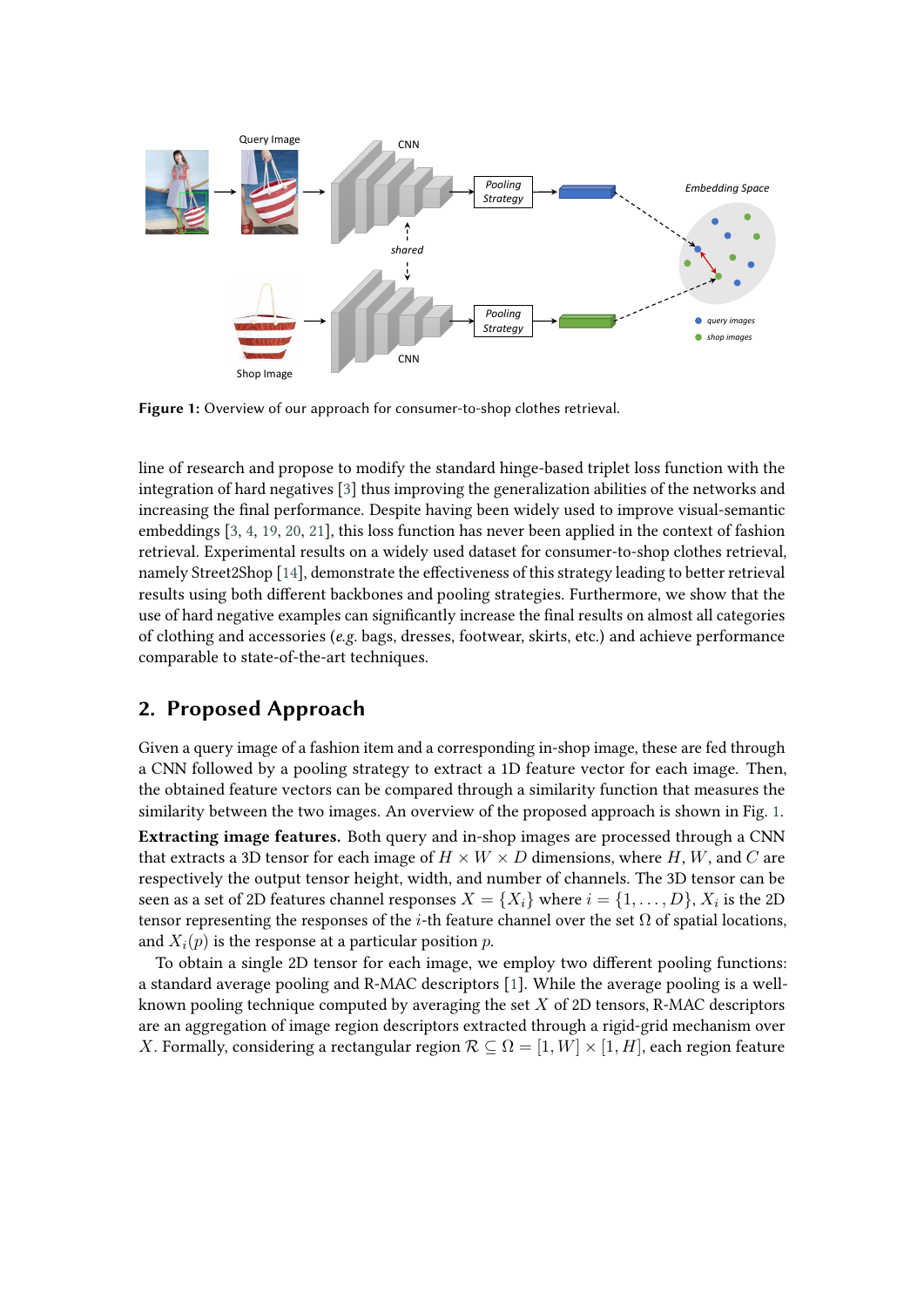Figure 1: Overview of our approach for consumer-to-shop clothes retrieval.

line of research and propose to modify the standard hinge-based triplet loss function with the integration of hard negatives [3] thus improving the generalization abilities of the networks and increasing the final performance. Despite having been widely used to improve visual-semantic embeddings [3, 4, 19, 20, 21], this loss function has never been applied in the context of fashion retrieval. Experimental results on a widely used dataset for consumer-to-shop clothes retrieval, namely Street2Shop [14], demonstrate the effectiveness of this strategy leading to better retrieval results using both different backbones and pooling strategies. Furthermore, we show that the use of hard negative examples can significantly increase the final results on almost all categories of clothing and accessories (*e.g.* bags, dresses, footwear, skirts, etc.) and achieve performance comparable to state-of-the-art techniques.

## 2. Proposed Approach

Given a query image of a fashion item and a corresponding in-shop image, these are fed through a CNN followed by a pooling strategy to extract a 1D feature vector for each image. Then, the obtained feature vectors can be compared through a similarity function that measures the similarity between the two images. An overview of the proposed approach is shown in Fig. 1.

**Extracting image features.** Both query and in-shop images are processed through a CNN that extracts a 3D tensor for each image of $H \times W \times D$ dimensions, where $H$, $W$, and $C$ are respectively the output tensor height, width, and number of channels. The 3D tensor can be seen as a set of 2D features channel responses $X = \{X_i\}$ where $i = \{1, \ldots, D\}$, $X_i$ is the 2D tensor representing the responses of the $i$-th feature channel over the set $\Omega$ of spatial locations, and $X_i(p)$ is the response at a particular position $p$.

To obtain a single 2D tensor for each image, we employ two different pooling functions: a standard average pooling and R-MAC descriptors [1]. While the average pooling is a well-known pooling technique computed by averaging the set $X$ of 2D tensors, R-MAC descriptors are an aggregation of image region descriptors extracted through a rigid-grid mechanism over $X$. Formally, considering a rectangular region $\mathcal{R} \subseteq \Omega = [1, W] \times [1, H]$, each region feature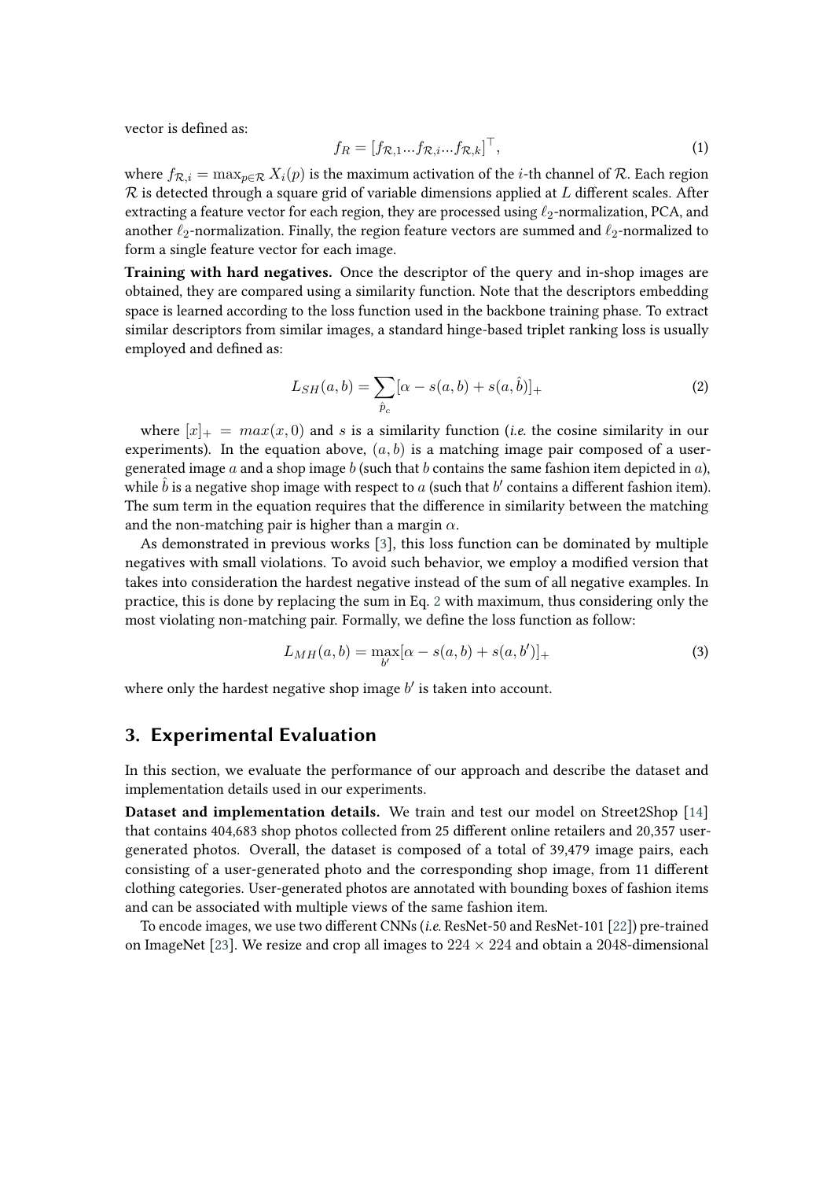vector is defined as:

$$f_R = [f_{\mathcal{R},1}...f_{\mathcal{R},i}...f_{\mathcal{R},k}]^\top, \tag{1}$$

where $f_{\mathcal{R},i} = \max_{p \in \mathcal{R}} X_i(p)$ is the maximum activation of the $i$-th channel of $\mathcal{R}$. Each region $\mathcal{R}$ is detected through a square grid of variable dimensions applied at $L$ different scales. After extracting a feature vector for each region, they are processed using $\ell_2$-normalization, PCA, and another $\ell_2$-normalization. Finally, the region feature vectors are summed and $\ell_2$-normalized to form a single feature vector for each image.

**Training with hard negatives.** Once the descriptor of the query and in-shop images are obtained, they are compared using a similarity function. Note that the descriptors embedding space is learned according to the loss function used in the backbone training phase. To extract similar descriptors from similar images, a standard hinge-based triplet ranking loss is usually employed and defined as:

$$L_{SH}(a,b) = \sum_{\hat{p}_c} [\alpha - s(a,b) + s(a,\hat{b})]_+ \tag{2}$$

where $[x]_+ = max(x, 0)$ and $s$ is a similarity function (*i.e.* the cosine similarity in our experiments). In the equation above, $(a, b)$ is a matching image pair composed of a user-generated image $a$ and a shop image $b$ (such that $b$ contains the same fashion item depicted in $a$), while $\hat{b}$ is a negative shop image with respect to $a$ (such that $b'$ contains a different fashion item). The sum term in the equation requires that the difference in similarity between the matching and the non-matching pair is higher than a margin $\alpha$.

As demonstrated in previous works [3], this loss function can be dominated by multiple negatives with small violations. To avoid such behavior, we employ a modified version that takes into consideration the hardest negative instead of the sum of all negative examples. In practice, this is done by replacing the sum in Eq. 2 with maximum, thus considering only the most violating non-matching pair. Formally, we define the loss function as follow:

$$L_{MH}(a,b) = \max_{b'} [\alpha - s(a,b) + s(a,b')]_+ \tag{3}$$

where only the hardest negative shop image $b'$ is taken into account.

## 3. Experimental Evaluation

In this section, we evaluate the performance of our approach and describe the dataset and implementation details used in our experiments.

**Dataset and implementation details.** We train and test our model on Street2Shop [14] that contains 404,683 shop photos collected from 25 different online retailers and 20,357 user-generated photos. Overall, the dataset is composed of a total of 39,479 image pairs, each consisting of a user-generated photo and the corresponding shop image, from 11 different clothing categories. User-generated photos are annotated with bounding boxes of fashion items and can be associated with multiple views of the same fashion item.

To encode images, we use two different CNNs (*i.e.* ResNet-50 and ResNet-101 [22]) pre-trained on ImageNet [23]. We resize and crop all images to $224 \times 224$ and obtain a 2048-dimensional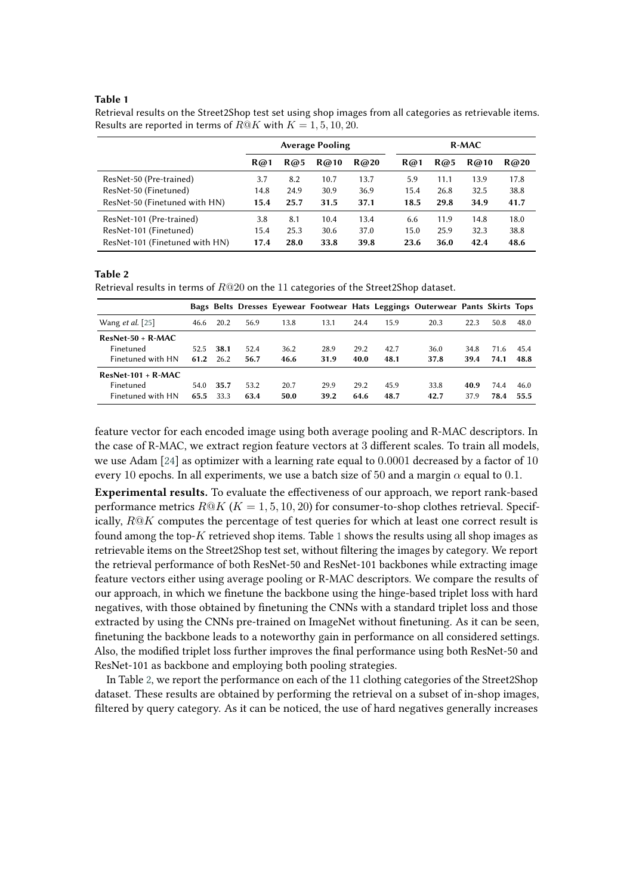**Table 1**

Retrieval results on the Street2Shop test set using shop images from all categories as retrievable items. Results are reported in terms of $R@K$ with $K = 1, 5, 10, 20$.

| | Average Pooling | | | | R-MAC | | | |
|---|---|---|---|---|---|---|---|---|
| | **R@1** | **R@5** | **R@10** | **R@20** | **R@1** | **R@5** | **R@10** | **R@20** |
| ResNet-50 (Pre-trained) | 3.7 | 8.2 | 10.7 | 13.7 | 5.9 | 11.1 | 13.9 | 17.8 |
| ResNet-50 (Finetuned) | 14.8 | 24.9 | 30.9 | 36.9 | 15.4 | 26.8 | 32.5 | 38.8 |
| ResNet-50 (Finetuned with HN) | **15.4** | **25.7** | **31.5** | **37.1** | **18.5** | **29.8** | **34.9** | **41.7** |
| ResNet-101 (Pre-trained) | 3.8 | 8.1 | 10.4 | 13.4 | 6.6 | 11.9 | 14.8 | 18.0 |
| ResNet-101 (Finetuned) | 15.4 | 25.3 | 30.6 | 37.0 | 15.0 | 25.9 | 32.3 | 38.8 |
| ResNet-101 (Finetuned with HN) | **17.4** | **28.0** | **33.8** | **39.8** | **23.6** | **36.0** | **42.4** | **48.6** |

**Table 2**

Retrieval results in terms of $R@20$ on the 11 categories of the Street2Shop dataset.

| | Bags | Belts | Dresses | Eyewear | Footwear | Hats | Leggings | Outerwear | Pants | Skirts | Tops |
|---|---|---|---|---|---|---|---|---|---|---|---|
| Wang *et al.* [25] | 46.6 | 20.2 | 56.9 | 13.8 | 13.1 | 24.4 | 15.9 | 20.3 | 22.3 | 50.8 | 48.0 |
| **ResNet-50 + R-MAC** | | | | | | | | | | | |
| Finetuned | 52.5 | **38.1** | 52.4 | 36.2 | 28.9 | 29.2 | 42.7 | 36.0 | 34.8 | 71.6 | 45.4 |
| Finetuned with HN | **61.2** | 26.2 | **56.7** | **46.6** | **31.9** | **40.0** | **48.1** | **37.8** | **39.4** | **74.1** | **48.8** |
| **ResNet-101 + R-MAC** | | | | | | | | | | | |
| Finetuned | 54.0 | **35.7** | 53.2 | 20.7 | 29.9 | 29.2 | 45.9 | 33.8 | **40.9** | 74.4 | 46.0 |
| Finetuned with HN | **65.5** | 33.3 | **63.4** | **50.0** | **39.2** | **64.6** | **48.7** | **42.7** | 37.9 | **78.4** | **55.5** |

feature vector for each encoded image using both average pooling and R-MAC descriptors. In the case of R-MAC, we extract region feature vectors at 3 different scales. To train all models, we use Adam [24] as optimizer with a learning rate equal to $0.0001$ decreased by a factor of 10 every 10 epochs. In all experiments, we use a batch size of 50 and a margin $\alpha$ equal to $0.1$.

**Experimental results.** To evaluate the effectiveness of our approach, we report rank-based performance metrics $R@K$ ($K = 1, 5, 10, 20$) for consumer-to-shop clothes retrieval. Specifically, $R@K$ computes the percentage of test queries for which at least one correct result is found among the top-$K$ retrieved shop items. Table 1 shows the results using all shop images as retrievable items on the Street2Shop test set, without filtering the images by category. We report the retrieval performance of both ResNet-50 and ResNet-101 backbones while extracting image feature vectors either using average pooling or R-MAC descriptors. We compare the results of our approach, in which we finetune the backbone using the hinge-based triplet loss with hard negatives, with those obtained by finetuning the CNNs with a standard triplet loss and those extracted by using the CNNs pre-trained on ImageNet without finetuning. As it can be seen, finetuning the backbone leads to a noteworthy gain in performance on all considered settings. Also, the modified triplet loss further improves the final performance using both ResNet-50 and ResNet-101 as backbone and employing both pooling strategies.

In Table 2, we report the performance on each of the 11 clothing categories of the Street2Shop dataset. These results are obtained by performing the retrieval on a subset of in-shop images, filtered by query category. As it can be noticed, the use of hard negatives generally increases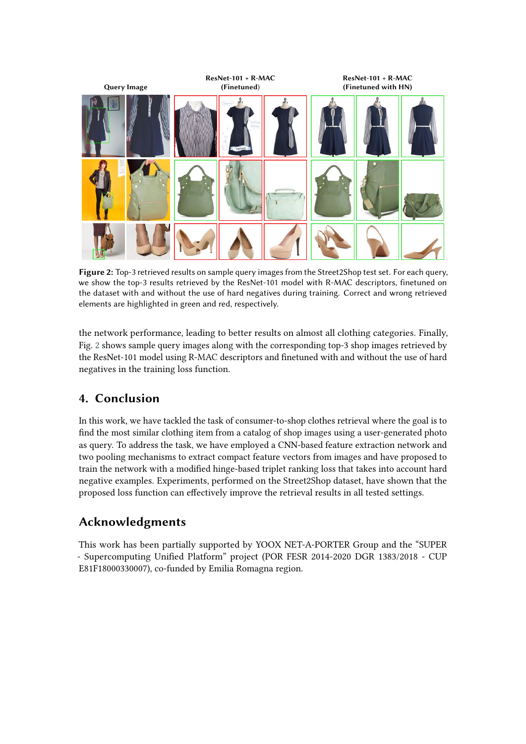**Figure 2:** Top-3 retrieved results on sample query images from the Street2Shop test set. For each query, we show the top-3 results retrieved by the ResNet-101 model with R-MAC descriptors, finetuned on the dataset with and without the use of hard negatives during training. Correct and wrong retrieved elements are highlighted in green and red, respectively.

the network performance, leading to better results on almost all clothing categories. Finally, Fig. 2 shows sample query images along with the corresponding top-3 shop images retrieved by the ResNet-101 model using R-MAC descriptors and finetuned with and without the use of hard negatives in the training loss function.

## 4. Conclusion

In this work, we have tackled the task of consumer-to-shop clothes retrieval where the goal is to find the most similar clothing item from a catalog of shop images using a user-generated photo as query. To address the task, we have employed a CNN-based feature extraction network and two pooling mechanisms to extract compact feature vectors from images and have proposed to train the network with a modified hinge-based triplet ranking loss that takes into account hard negative examples. Experiments, performed on the Street2Shop dataset, have shown that the proposed loss function can effectively improve the retrieval results in all tested settings.

## Acknowledgments

This work has been partially supported by YOOX NET-A-PORTER Group and the “SUPER - Supercomputing Unified Platform” project (POR FESR 2014-2020 DGR 1383/2018 - CUP E81F18000330007), co-funded by Emilia Romagna region.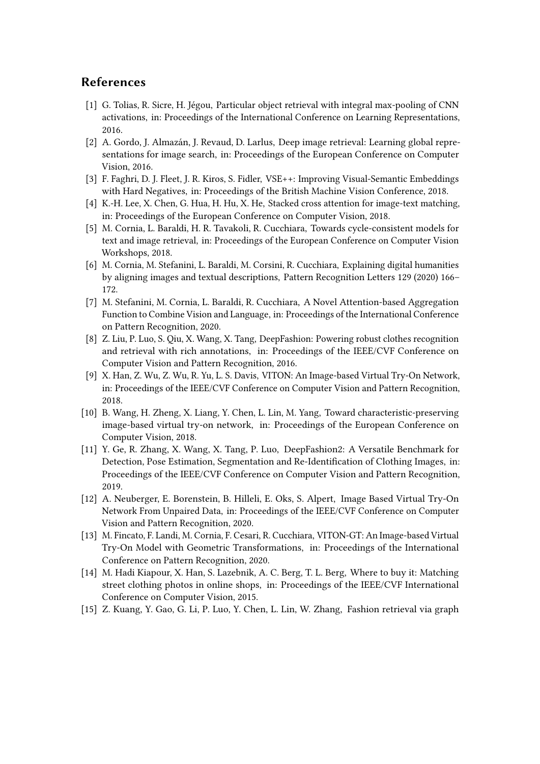## References

[1] G. Tolias, R. Sicre, H. Jégou, Particular object retrieval with integral max-pooling of CNN activations, in: Proceedings of the International Conference on Learning Representations, 2016.

[2] A. Gordo, J. Almazán, J. Revaud, D. Larlus, Deep image retrieval: Learning global representations for image search, in: Proceedings of the European Conference on Computer Vision, 2016.

[3] F. Faghri, D. J. Fleet, J. R. Kiros, S. Fidler, VSE++: Improving Visual-Semantic Embeddings with Hard Negatives, in: Proceedings of the British Machine Vision Conference, 2018.

[4] K.-H. Lee, X. Chen, G. Hua, H. Hu, X. He, Stacked cross attention for image-text matching, in: Proceedings of the European Conference on Computer Vision, 2018.

[5] M. Cornia, L. Baraldi, H. R. Tavakoli, R. Cucchiara, Towards cycle-consistent models for text and image retrieval, in: Proceedings of the European Conference on Computer Vision Workshops, 2018.

[6] M. Cornia, M. Stefanini, L. Baraldi, M. Corsini, R. Cucchiara, Explaining digital humanities by aligning images and textual descriptions, Pattern Recognition Letters 129 (2020) 166–172.

[7] M. Stefanini, M. Cornia, L. Baraldi, R. Cucchiara, A Novel Attention-based Aggregation Function to Combine Vision and Language, in: Proceedings of the International Conference on Pattern Recognition, 2020.

[8] Z. Liu, P. Luo, S. Qiu, X. Wang, X. Tang, DeepFashion: Powering robust clothes recognition and retrieval with rich annotations, in: Proceedings of the IEEE/CVF Conference on Computer Vision and Pattern Recognition, 2016.

[9] X. Han, Z. Wu, Z. Wu, R. Yu, L. S. Davis, VITON: An Image-based Virtual Try-On Network, in: Proceedings of the IEEE/CVF Conference on Computer Vision and Pattern Recognition, 2018.

[10] B. Wang, H. Zheng, X. Liang, Y. Chen, L. Lin, M. Yang, Toward characteristic-preserving image-based virtual try-on network, in: Proceedings of the European Conference on Computer Vision, 2018.

[11] Y. Ge, R. Zhang, X. Wang, X. Tang, P. Luo, DeepFashion2: A Versatile Benchmark for Detection, Pose Estimation, Segmentation and Re-Identification of Clothing Images, in: Proceedings of the IEEE/CVF Conference on Computer Vision and Pattern Recognition, 2019.

[12] A. Neuberger, E. Borenstein, B. Hilleli, E. Oks, S. Alpert, Image Based Virtual Try-On Network From Unpaired Data, in: Proceedings of the IEEE/CVF Conference on Computer Vision and Pattern Recognition, 2020.

[13] M. Fincato, F. Landi, M. Cornia, F. Cesari, R. Cucchiara, VITON-GT: An Image-based Virtual Try-On Model with Geometric Transformations, in: Proceedings of the International Conference on Pattern Recognition, 2020.

[14] M. Hadi Kiapour, X. Han, S. Lazebnik, A. C. Berg, T. L. Berg, Where to buy it: Matching street clothing photos in online shops, in: Proceedings of the IEEE/CVF International Conference on Computer Vision, 2015.

[15] Z. Kuang, Y. Gao, G. Li, P. Luo, Y. Chen, L. Lin, W. Zhang, Fashion retrieval via graph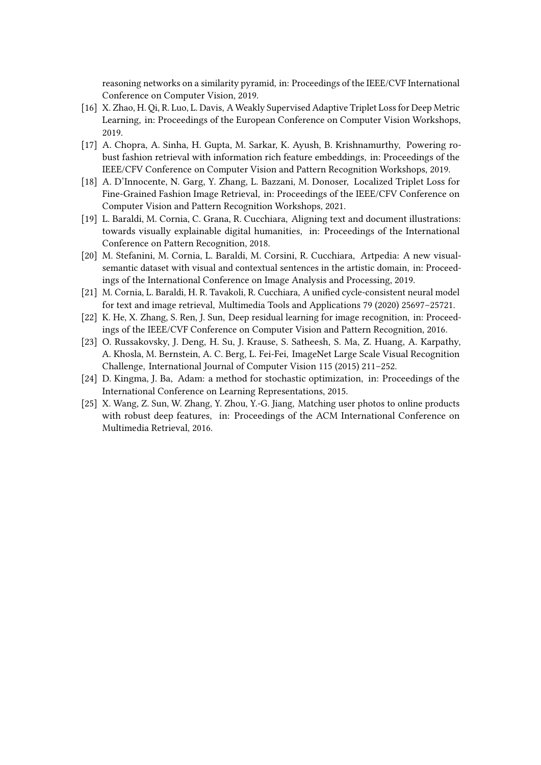reasoning networks on a similarity pyramid, in: Proceedings of the IEEE/CVF International Conference on Computer Vision, 2019.

[16] X. Zhao, H. Qi, R. Luo, L. Davis, A Weakly Supervised Adaptive Triplet Loss for Deep Metric Learning, in: Proceedings of the European Conference on Computer Vision Workshops, 2019.

[17] A. Chopra, A. Sinha, H. Gupta, M. Sarkar, K. Ayush, B. Krishnamurthy, Powering robust fashion retrieval with information rich feature embeddings, in: Proceedings of the IEEE/CFV Conference on Computer Vision and Pattern Recognition Workshops, 2019.

[18] A. D'Innocente, N. Garg, Y. Zhang, L. Bazzani, M. Donoser, Localized Triplet Loss for Fine-Grained Fashion Image Retrieval, in: Proceedings of the IEEE/CFV Conference on Computer Vision and Pattern Recognition Workshops, 2021.

[19] L. Baraldi, M. Cornia, C. Grana, R. Cucchiara, Aligning text and document illustrations: towards visually explainable digital humanities, in: Proceedings of the International Conference on Pattern Recognition, 2018.

[20] M. Stefanini, M. Cornia, L. Baraldi, M. Corsini, R. Cucchiara, Artpedia: A new visual-semantic dataset with visual and contextual sentences in the artistic domain, in: Proceedings of the International Conference on Image Analysis and Processing, 2019.

[21] M. Cornia, L. Baraldi, H. R. Tavakoli, R. Cucchiara, A unified cycle-consistent neural model for text and image retrieval, Multimedia Tools and Applications 79 (2020) 25697–25721.

[22] K. He, X. Zhang, S. Ren, J. Sun, Deep residual learning for image recognition, in: Proceedings of the IEEE/CVF Conference on Computer Vision and Pattern Recognition, 2016.

[23] O. Russakovsky, J. Deng, H. Su, J. Krause, S. Satheesh, S. Ma, Z. Huang, A. Karpathy, A. Khosla, M. Bernstein, A. C. Berg, L. Fei-Fei, ImageNet Large Scale Visual Recognition Challenge, International Journal of Computer Vision 115 (2015) 211–252.

[24] D. Kingma, J. Ba, Adam: a method for stochastic optimization, in: Proceedings of the International Conference on Learning Representations, 2015.

[25] X. Wang, Z. Sun, W. Zhang, Y. Zhou, Y.-G. Jiang, Matching user photos to online products with robust deep features, in: Proceedings of the ACM International Conference on Multimedia Retrieval, 2016.